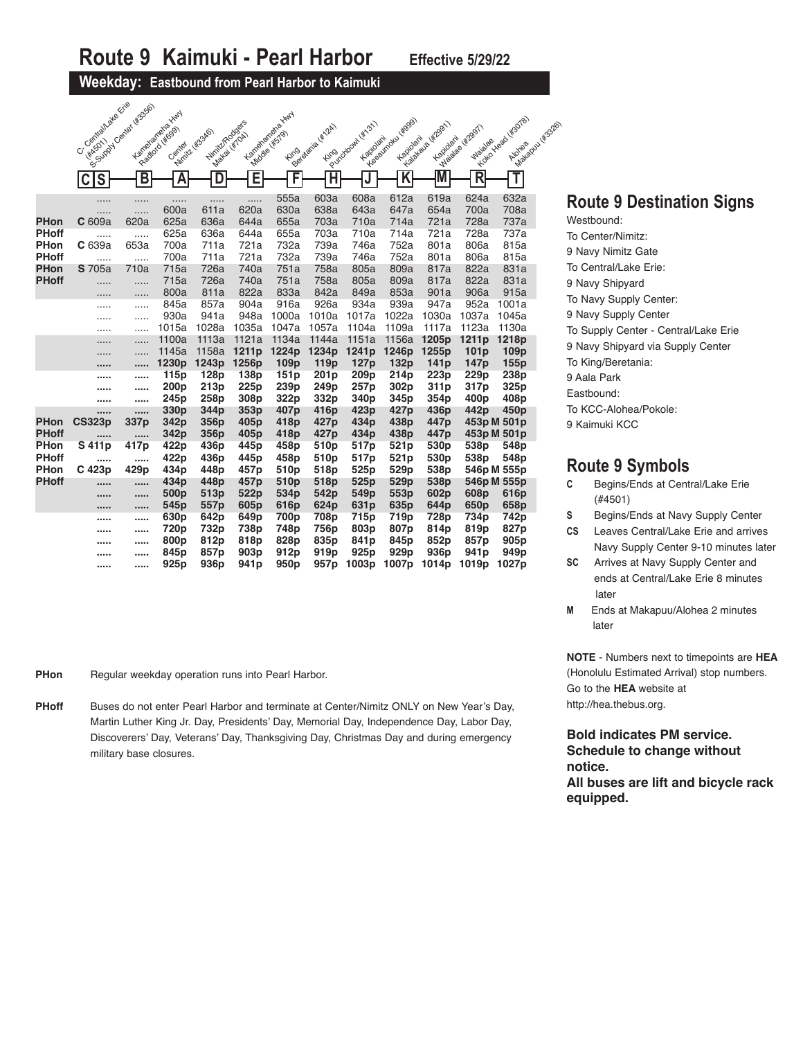# Route 9 Kaimuki - Pearl Harbor

**Effective 5/29/22**

## Weekday: Eastbound from Pearl Harbor to Kaimuki

| | C S | B | A | D | E | F | H | J | K | M | R | T |
|---|---|---|---|---|---|---|---|---|---|---|---|---|
| | C- Central/Lake Erie (#4501) S-Supply Center (#3356) | Kamehameha Hwy Radford (#689) | Center Nimitz (#3346) | Nimitz/Rodgers Makai (#704) | Kamehameha Hwy Middle (#579) | King Beretania (#124) | King Punchbowl (#131) | Kapiolani Keeaumoku (#999) | Kapiolani Kalakaua (#2991) | Kapiolani Waialae (#2997) | Waialae Koko Head (#3078) | Alohea Makapuu (#3326) |
| | ..... | ..... | ..... | ..... | ..... | 555a | 603a | 608a | 612a | 619a | 624a | 632a |
| | ..... | ..... | 600a | 611a | 620a | 630a | 638a | 643a | 647a | 654a | 700a | 708a |
| PHon | C 609a | 620a | 625a | 636a | 644a | 655a | 703a | 710a | 714a | 721a | 728a | 737a |
| PHoff | ..... | ..... | 625a | 636a | 644a | 655a | 703a | 710a | 714a | 721a | 728a | 737a |
| PHon | C 639a | 653a | 700a | 711a | 721a | 732a | 739a | 746a | 752a | 801a | 806a | 815a |
| PHoff | ..... | ..... | 700a | 711a | 721a | 732a | 739a | 746a | 752a | 801a | 806a | 815a |
| PHon | S 705a | 710a | 715a | 726a | 740a | 751a | 758a | 805a | 809a | 817a | 822a | 831a |
| PHoff | ..... | ..... | 715a | 726a | 740a | 751a | 758a | 805a | 809a | 817a | 822a | 831a |
| | ..... | ..... | 800a | 811a | 822a | 833a | 842a | 849a | 853a | 901a | 906a | 915a |
| | ..... | ..... | 845a | 857a | 904a | 916a | 926a | 934a | 939a | 947a | 952a | 1001a |
| | ..... | ..... | 930a | 941a | 948a | 1000a | 1010a | 1017a | 1022a | 1030a | 1037a | 1045a |
| | ..... | ..... | 1015a | 1028a | 1035a | 1047a | 1057a | 1104a | 1109a | 1117a | 1123a | 1130a |
| | ..... | ..... | 1100a | 1113a | 1121a | 1134a | 1144a | 1151a | 1156a | **1205p** | **1211p** | **1218p** |
| | ..... | ..... | 1145a | 1158a | **1211p** | **1224p** | **1234p** | **1241p** | **1246p** | **1255p** | **101p** | **109p** |
| | ..... | ..... | **1230p** | **1243p** | **1256p** | **109p** | **119p** | **127p** | **132p** | **141p** | **147p** | **155p** |
| | ..... | ..... | **115p** | **128p** | **138p** | **151p** | **201p** | **209p** | **214p** | **223p** | **229p** | **238p** |
| | ..... | ..... | **200p** | **213p** | **225p** | **239p** | **249p** | **257p** | **302p** | **311p** | **317p** | **325p** |
| | ..... | ..... | **245p** | **258p** | **308p** | **322p** | **332p** | **340p** | **345p** | **354p** | **400p** | **408p** |
| | ..... | ..... | **330p** | **344p** | **353p** | **407p** | **416p** | **423p** | **427p** | **436p** | **442p** | **450p** |
| PHon | **CS323p** | **337p** | **342p** | **356p** | **405p** | **418p** | **427p** | **434p** | **438p** | **447p** | **453p M** | **501p** |
| PHoff | ..... | ..... | **342p** | **356p** | **405p** | **418p** | **427p** | **434p** | **438p** | **447p** | **453p M** | **501p** |
| PHon | **S 411p** | **417p** | **422p** | **436p** | **445p** | **458p** | **510p** | **517p** | **521p** | **530p** | **538p** | **548p** |
| PHoff | ..... | ..... | **422p** | **436p** | **445p** | **458p** | **510p** | **517p** | **521p** | **530p** | **538p** | **548p** |
| PHon | **C 423p** | **429p** | **434p** | **448p** | **457p** | **510p** | **518p** | **525p** | **529p** | **538p** | **546p M** | **555p** |
| PHoff | ..... | ..... | **434p** | **448p** | **457p** | **510p** | **518p** | **525p** | **529p** | **538p** | **546p M** | **555p** |
| | ..... | ..... | **500p** | **513p** | **522p** | **534p** | **542p** | **549p** | **553p** | **602p** | **608p** | **616p** |
| | ..... | ..... | **545p** | **557p** | **605p** | **616p** | **624p** | **631p** | **635p** | **644p** | **650p** | **658p** |
| | ..... | ..... | **630p** | **642p** | **649p** | **700p** | **708p** | **715p** | **719p** | **728p** | **734p** | **742p** |
| | ..... | ..... | **720p** | **732p** | **738p** | **748p** | **756p** | **803p** | **807p** | **814p** | **819p** | **827p** |
| | ..... | ..... | **800p** | **812p** | **818p** | **828p** | **835p** | **841p** | **845p** | **852p** | **857p** | **905p** |
| | ..... | ..... | **845p** | **857p** | **903p** | **912p** | **919p** | **925p** | **929p** | **936p** | **941p** | **949p** |
| | ..... | ..... | **925p** | **936p** | **941p** | **950p** | **957p** | **1003p** | **1007p** | **1014p** | **1019p** | **1027p** |

**PHon** Regular weekday operation runs into Pearl Harbor.

**PHoff** Buses do not enter Pearl Harbor and terminate at Center/Nimitz ONLY on New Year's Day, Martin Luther King Jr. Day, Presidents' Day, Memorial Day, Independence Day, Labor Day, Discoverers' Day, Veterans' Day, Thanksgiving Day, Christmas Day and during emergency military base closures.

## Route 9 Destination Signs

Westbound:
To Center/Nimitz:
9 Navy Nimitz Gate
To Central/Lake Erie:
9 Navy Shipyard
To Navy Supply Center:
9 Navy Supply Center
To Supply Center - Central/Lake Erie
9 Navy Shipyard via Supply Center
To King/Beretania:
9 Aala Park
Eastbound:
To KCC-Alohea/Pokole:
9 Kaimuki KCC

## Route 9 Symbols

- **C** Begins/Ends at Central/Lake Erie (#4501)
- **S** Begins/Ends at Navy Supply Center
- **CS** Leaves Central/Lake Erie and arrives Navy Supply Center 9-10 minutes later
- **SC** Arrives at Navy Supply Center and ends at Central/Lake Erie 8 minutes later
- **M** Ends at Makapuu/Alohea 2 minutes later

**NOTE** - Numbers next to timepoints are **HEA** (Honolulu Estimated Arrival) stop numbers. Go to the **HEA** website at http://hea.thebus.org.

**Bold indicates PM service.**
**Schedule to change without notice.**
**All buses are lift and bicycle rack equipped.**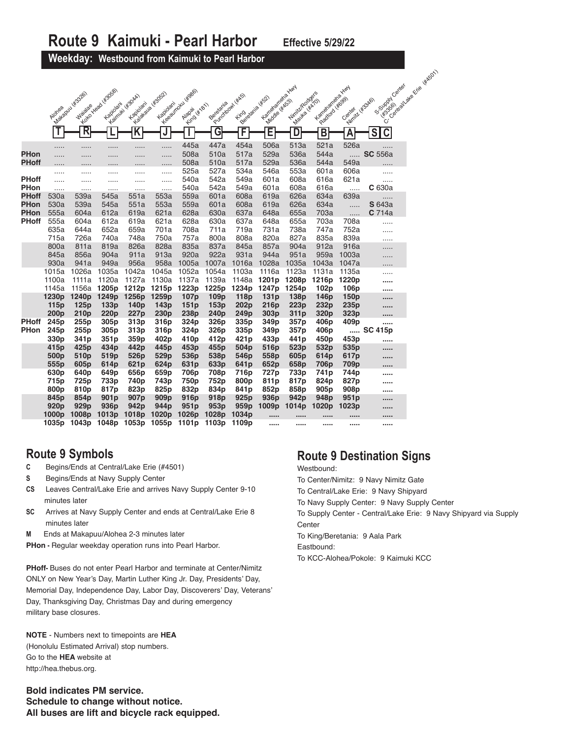# Route 9 Kaimuki - Pearl Harbor

**Effective 5/29/22**

## Weekday: Westbound from Kaimuki to Pearl Harbor

| | T Alohea Makapuu (#3326) | R Waialae Koko Head (#3058) | L Kapiolani Kaimuki (#3044) | K Kapiolani Kalakaua (#3052) | J Kapiolani Keeaumoku (#986) | I Alapai King (#181) | G Beretania Punchbowl (#45) | F King Beretania (#52) | E Kamehameha Hwy Middle (#453) | D Nimitz/Rodgers Mauka (#470) | B Kamehameha Hwy Radford (#699) | A Center Nimitz (#3346) | S C S-Supply Center (#3356) C- Central/Lake Erie (#4501) |
|---|---|---|---|---|---|---|---|---|---|---|---|---|---|
| | ..... | ..... | ..... | ..... | ..... | 445a | 447a | 454a | 506a | 513a | 521a | 526a | ..... |
| PHon | ..... | ..... | ..... | ..... | ..... | 508a | 510a | 517a | 529a | 536a | 544a | ..... | SC 556a |
| PHoff | ..... | ..... | ..... | ..... | ..... | 508a | 510a | 517a | 529a | 536a | 544a | 549a | ..... |
| | ..... | ..... | ..... | ..... | ..... | 525a | 527a | 534a | 546a | 553a | 601a | 606a | ..... |
| PHoff | ..... | ..... | ..... | ..... | ..... | 540a | 542a | 549a | 601a | 608a | 616a | 621a | ..... |
| PHon | ..... | ..... | ..... | ..... | ..... | 540a | 542a | 549a | 601a | 608a | 616a | ..... | C 630a |
| PHoff | 530a | 539a | 545a | 551a | 553a | 559a | 601a | 608a | 619a | 626a | 634a | 639a | ..... |
| PHon | 530a | 539a | 545a | 551a | 553a | 559a | 601a | 608a | 619a | 626a | 634a | ..... | S 643a |
| PHon | 555a | 604a | 612a | 619a | 621a | 628a | 630a | 637a | 648a | 655a | 703a | ..... | C 714a |
| PHoff | 555a | 604a | 612a | 619a | 621a | 628a | 630a | 637a | 648a | 655a | 703a | 708a | ..... |
| | 635a | 644a | 652a | 659a | 701a | 708a | 711a | 719a | 731a | 738a | 747a | 752a | ..... |
| | 715a | 726a | 740a | 748a | 750a | 757a | 800a | 808a | 820a | 827a | 835a | 839a | ..... |
| | 800a | 811a | 819a | 826a | 828a | 835a | 837a | 845a | 857a | 904a | 912a | 916a | ..... |
| | 845a | 856a | 904a | 911a | 913a | 920a | 922a | 931a | 944a | 951a | 959a | 1003a | ..... |
| | 930a | 941a | 949a | 956a | 958a | 1005a | 1007a | 1016a | 1028a | 1035a | 1043a | 1047a | ..... |
| | 1015a | 1026a | 1035a | 1042a | 1045a | 1052a | 1054a | 1103a | 1116a | 1123a | 1131a | 1135a | ..... |
| | 1100a | 1111a | 1120a | 1127a | 1130a | 1137a | 1139a | 1148a | **1201p** | **1208p** | **1216p** | **1220p** | ..... |
| | 1145a | 1156a | **1205p** | **1212p** | **1215p** | **1223p** | **1225p** | **1234p** | **1247p** | **1254p** | **102p** | **106p** | ..... |
| | **1230p** | **1240p** | **1249p** | **1256p** | **1259p** | **107p** | **109p** | **118p** | **131p** | **138p** | **146p** | **150p** | ..... |
| | **115p** | **125p** | **133p** | **140p** | **143p** | **151p** | **153p** | **202p** | **216p** | **223p** | **232p** | **235p** | ..... |
| | **200p** | **210p** | **220p** | **227p** | **230p** | **238p** | **240p** | **249p** | **303p** | **311p** | **320p** | **323p** | ..... |
| PHoff | **245p** | **255p** | **305p** | **313p** | **316p** | **324p** | **326p** | **335p** | **349p** | **357p** | **406p** | **409p** | ..... |
| PHon | **245p** | **255p** | **305p** | **313p** | **316p** | **324p** | **326p** | **335p** | **349p** | **357p** | **406p** | ..... | **SC 415p** |
| | **330p** | **341p** | **351p** | **359p** | **402p** | **410p** | **412p** | **421p** | **433p** | **441p** | **450p** | **453p** | ..... |
| | **415p** | **425p** | **434p** | **442p** | **445p** | **453p** | **455p** | **504p** | **516p** | **523p** | **532p** | **535p** | ..... |
| | **500p** | **510p** | **519p** | **526p** | **529p** | **536p** | **538p** | **546p** | **558p** | **605p** | **614p** | **617p** | ..... |
| | **555p** | **605p** | **614p** | **621p** | **624p** | **631p** | **633p** | **641p** | **652p** | **658p** | **706p** | **709p** | ..... |
| | **630p** | **640p** | **649p** | **656p** | **659p** | **706p** | **708p** | **716p** | **727p** | **733p** | **741p** | **744p** | ..... |
| | **715p** | **725p** | **733p** | **740p** | **743p** | **750p** | **752p** | **800p** | **811p** | **817p** | **824p** | **827p** | ..... |
| | **800p** | **810p** | **817p** | **823p** | **825p** | **832p** | **834p** | **841p** | **852p** | **858p** | **905p** | **908p** | ..... |
| | **845p** | **854p** | **901p** | **907p** | **909p** | **916p** | **918p** | **925p** | **936p** | **942p** | **948p** | **951p** | ..... |
| | **920p** | **929p** | **936p** | **942p** | **944p** | **951p** | **953p** | **959p** | **1009p** | **1014p** | **1020p** | **1023p** | ..... |
| | **1000p** | **1008p** | **1013p** | **1018p** | **1020p** | **1026p** | **1028p** | **1034p** | ..... | ..... | ..... | ..... | ..... |
| | **1035p** | **1043p** | **1048p** | **1053p** | **1055p** | **1101p** | **1103p** | **1109p** | ..... | ..... | ..... | ..... | ..... |

## Route 9 Symbols

- **C** Begins/Ends at Central/Lake Erie (#4501)
- **S** Begins/Ends at Navy Supply Center
- **CS** Leaves Central/Lake Erie and arrives Navy Supply Center 9-10 minutes later
- **SC** Arrives at Navy Supply Center and ends at Central/Lake Erie 8 minutes later
- **M** Ends at Makapuu/Alohea 2-3 minutes later

**PHon -** Regular weekday operation runs into Pearl Harbor.

**PHoff-** Buses do not enter Pearl Harbor and terminate at Center/Nimitz ONLY on New Year's Day, Martin Luther King Jr. Day, Presidents' Day, Memorial Day, Independence Day, Labor Day, Discoverers' Day, Veterans' Day, Thanksgiving Day, Christmas Day and during emergency military base closures.

**NOTE** - Numbers next to timepoints are **HEA** (Honolulu Estimated Arrival) stop numbers. Go to the **HEA** website at http://hea.thebus.org.

**Bold indicates PM service.**
**Schedule to change without notice.**
**All buses are lift and bicycle rack equipped.**

## Route 9 Destination Signs

Westbound:

To Center/Nimitz: 9 Navy Nimitz Gate

To Central/Lake Erie: 9 Navy Shipyard

To Navy Supply Center: 9 Navy Supply Center

To Supply Center - Central/Lake Erie: 9 Navy Shipyard via Supply Center

To King/Beretania: 9 Aala Park

Eastbound:

To KCC-Alohea/Pokole: 9 Kaimuki KCC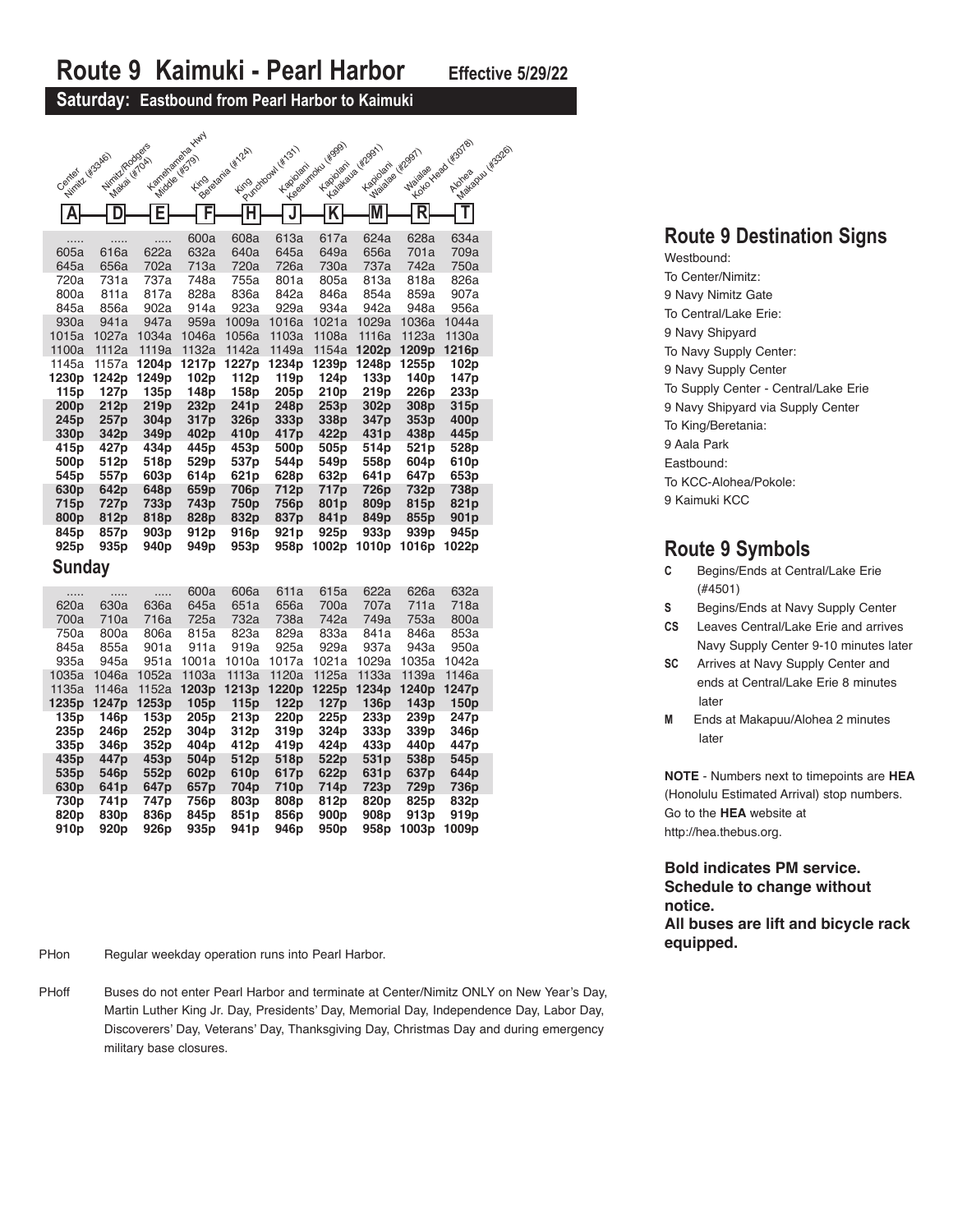# Route 9 Kaimuki - Pearl Harbor

Effective 5/29/22

## Saturday: Eastbound from Pearl Harbor to Kaimuki

| A Center Nimitz (#3346) | D Nimitz/Rodgers Makai (#704) | E Kamehameha Hwy Middle (#579) | F King Beretania (#124) | H King Punchbowl (#131) | J Kapiolani Keeaumoku (#899) | K Kapiolani Kalakaua (#2991) | M Kapiolani Waialae (#2997) | R Waialae Koko Head (#3078) | T Alohea Makapuu (#3326) |
|---|---|---|---|---|---|---|---|---|---|
| ..... | ..... | ..... | 600a | 608a | 613a | 617a | 624a | 628a | 634a |
| 605a | 616a | 622a | 632a | 640a | 645a | 649a | 656a | 701a | 709a |
| 645a | 656a | 702a | 713a | 720a | 726a | 730a | 737a | 742a | 750a |
| 720a | 731a | 737a | 748a | 755a | 801a | 805a | 813a | 818a | 826a |
| 800a | 811a | 817a | 828a | 836a | 842a | 846a | 854a | 859a | 907a |
| 845a | 856a | 902a | 914a | 923a | 929a | 934a | 942a | 948a | 956a |
| 930a | 941a | 947a | 959a | 1009a | 1016a | 1021a | 1029a | 1036a | 1044a |
| 1015a | 1027a | 1034a | 1046a | 1056a | 1103a | 1108a | 1116a | 1123a | 1130a |
| 1100a | 1112a | 1119a | 1132a | 1142a | 1149a | 1154a | **1202p** | **1209p** | **1216p** |
| 1145a | 1157a | **1204p** | **1217p** | **1227p** | **1234p** | **1239p** | **1248p** | **1255p** | **102p** |
| **1230p** | **1242p** | **1249p** | **102p** | **112p** | **119p** | **124p** | **133p** | **140p** | **147p** |
| **115p** | **127p** | **135p** | **148p** | **158p** | **205p** | **210p** | **219p** | **226p** | **233p** |
| **200p** | **212p** | **219p** | **232p** | **241p** | **248p** | **253p** | **302p** | **308p** | **315p** |
| **245p** | **257p** | **304p** | **317p** | **326p** | **333p** | **338p** | **347p** | **353p** | **400p** |
| **330p** | **342p** | **349p** | **402p** | **410p** | **417p** | **422p** | **431p** | **438p** | **445p** |
| **415p** | **427p** | **434p** | **445p** | **453p** | **500p** | **505p** | **514p** | **521p** | **528p** |
| **500p** | **512p** | **518p** | **529p** | **537p** | **544p** | **549p** | **558p** | **604p** | **610p** |
| **545p** | **557p** | **603p** | **614p** | **621p** | **628p** | **632p** | **641p** | **647p** | **653p** |
| **630p** | **642p** | **648p** | **659p** | **706p** | **712p** | **717p** | **726p** | **732p** | **738p** |
| **715p** | **727p** | **733p** | **743p** | **750p** | **756p** | **801p** | **809p** | **815p** | **821p** |
| **800p** | **812p** | **818p** | **828p** | **832p** | **837p** | **841p** | **849p** | **855p** | **901p** |
| **845p** | **857p** | **903p** | **912p** | **916p** | **921p** | **925p** | **933p** | **939p** | **945p** |
| **925p** | **935p** | **940p** | **949p** | **953p** | **958p** | **1002p** | **1010p** | **1016p** | **1022p** |

## Sunday

| A | D | E | F | H | J | K | M | R | T |
|---|---|---|---|---|---|---|---|---|---|
| ..... | ..... | ..... | 600a | 606a | 611a | 615a | 622a | 626a | 632a |
| 620a | 630a | 636a | 645a | 651a | 656a | 700a | 707a | 711a | 718a |
| 700a | 710a | 716a | 725a | 732a | 738a | 742a | 749a | 753a | 800a |
| 750a | 800a | 806a | 815a | 823a | 829a | 833a | 841a | 846a | 853a |
| 845a | 855a | 901a | 911a | 919a | 925a | 929a | 937a | 943a | 950a |
| 935a | 945a | 951a | 1001a | 1010a | 1017a | 1021a | 1029a | 1035a | 1042a |
| 1035a | 1046a | 1052a | 1103a | 1113a | 1120a | 1125a | 1133a | 1139a | 1146a |
| 1135a | 1146a | 1152a | **1203p** | **1213p** | **1220p** | **1225p** | **1234p** | **1240p** | **1247p** |
| **1235p** | **1247p** | **1253p** | **105p** | **115p** | **122p** | **127p** | **136p** | **143p** | **150p** |
| **135p** | **146p** | **153p** | **205p** | **213p** | **220p** | **225p** | **233p** | **239p** | **247p** |
| **235p** | **246p** | **252p** | **304p** | **312p** | **319p** | **324p** | **333p** | **339p** | **346p** |
| **335p** | **346p** | **352p** | **404p** | **412p** | **419p** | **424p** | **433p** | **440p** | **447p** |
| **435p** | **447p** | **453p** | **504p** | **512p** | **518p** | **522p** | **531p** | **538p** | **545p** |
| **535p** | **546p** | **552p** | **602p** | **610p** | **617p** | **622p** | **631p** | **637p** | **644p** |
| **630p** | **641p** | **647p** | **657p** | **704p** | **710p** | **714p** | **723p** | **729p** | **736p** |
| **730p** | **741p** | **747p** | **756p** | **803p** | **808p** | **812p** | **820p** | **825p** | **832p** |
| **820p** | **830p** | **836p** | **845p** | **851p** | **856p** | **900p** | **908p** | **913p** | **919p** |
| **910p** | **920p** | **926p** | **935p** | **941p** | **946p** | **950p** | **958p** | **1003p** | **1009p** |

PHon Regular weekday operation runs into Pearl Harbor.

PHoff Buses do not enter Pearl Harbor and terminate at Center/Nimitz ONLY on New Year's Day, Martin Luther King Jr. Day, Presidents' Day, Memorial Day, Independence Day, Labor Day, Discoverers' Day, Veterans' Day, Thanksgiving Day, Christmas Day and during emergency military base closures.

## Route 9 Destination Signs

Westbound:
To Center/Nimitz:
9 Navy Nimitz Gate
To Central/Lake Erie:
9 Navy Shipyard
To Navy Supply Center:
9 Navy Supply Center
To Supply Center - Central/Lake Erie
9 Navy Shipyard via Supply Center
To King/Beretania:
9 Aala Park
Eastbound:
To KCC-Alohea/Pokole:
9 Kaimuki KCC

## Route 9 Symbols

- **C** Begins/Ends at Central/Lake Erie (#4501)
- **S** Begins/Ends at Navy Supply Center
- **CS** Leaves Central/Lake Erie and arrives Navy Supply Center 9-10 minutes later
- **SC** Arrives at Navy Supply Center and ends at Central/Lake Erie 8 minutes later
- **M** Ends at Makapuu/Alohea 2 minutes later

**NOTE** - Numbers next to timepoints are **HEA** (Honolulu Estimated Arrival) stop numbers. Go to the **HEA** website at http://hea.thebus.org.

**Bold indicates PM service. Schedule to change without notice. All buses are lift and bicycle rack equipped.**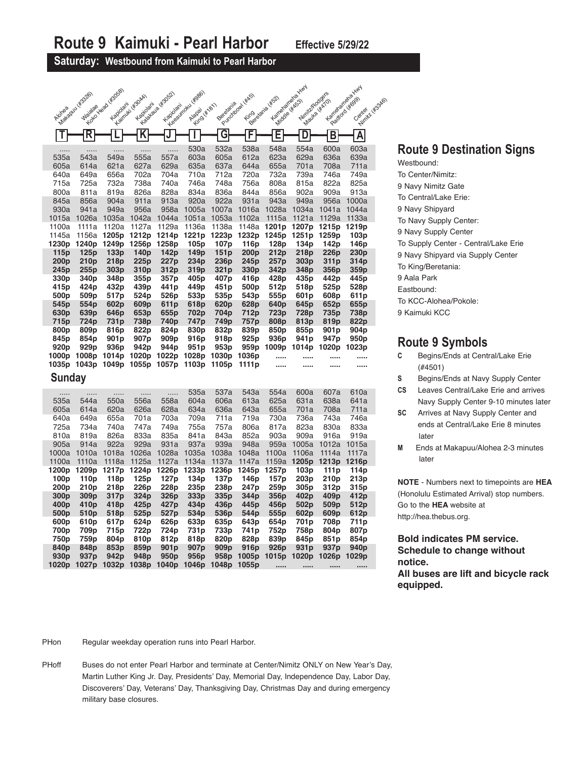# Route 9 Kaimuki - Pearl Harbor

Effective 5/29/22

## Saturday: Westbound from Kaimuki to Pearl Harbor

| Alohea Makapuu (#3326) | Waialae Koko Head (#3058) | Kapiolani Kaimuki (#3044) | Kapiolani Kalakaua (#3052) | Kapiolani Keeaumoku (#986) | Alapai King (#181) | Beretania Punchbowl (#45) | King Beretania (#52) | Kamehameha Hwy Middle (#453) | Nimitz/Rodgers Mauka (#470) | Kamehameha Hwy Radford (#699) | Center Nimitz (#3346) |
|---|---|---|---|---|---|---|---|---|---|---|---|
| T | R | L | K | J | I | G | F | E | D | B | A |
| ..... | ..... | ..... | ..... | ..... | 530a | 532a | 538a | 548a | 554a | 600a | 603a |
| 535a | 543a | 549a | 555a | 557a | 603a | 605a | 612a | 623a | 629a | 636a | 639a |
| 605a | 614a | 621a | 627a | 629a | 635a | 637a | 644a | 655a | 701a | 708a | 711a |
| 640a | 649a | 656a | 702a | 704a | 710a | 712a | 720a | 732a | 739a | 746a | 749a |
| 715a | 725a | 732a | 738a | 740a | 746a | 748a | 756a | 808a | 815a | 822a | 825a |
| 800a | 811a | 819a | 826a | 828a | 834a | 836a | 844a | 856a | 902a | 909a | 913a |
| 845a | 856a | 904a | 911a | 913a | 920a | 922a | 931a | 943a | 949a | 956a | 1000a |
| 930a | 941a | 949a | 956a | 958a | 1005a | 1007a | 1016a | 1028a | 1034a | 1041a | 1044a |
| 1015a | 1026a | 1035a | 1042a | 1044a | 1051a | 1053a | 1102a | 1115a | 1121a | 1129a | 1133a |
| 1100a | 1111a | 1120a | 1127a | 1129a | 1136a | 1138a | 1148a | **1201p** | **1207p** | **1215p** | **1219p** |
| 1145a | 1156a | **1205p** | **1212p** | **1214p** | **1221p** | **1223p** | **1232p** | **1245p** | **1251p** | **1259p** | **103p** |
| **1230p** | **1240p** | **1249p** | **1256p** | **1258p** | **105p** | **107p** | **116p** | **128p** | **134p** | **142p** | **146p** |
| **115p** | **125p** | **133p** | **140p** | **142p** | **149p** | **151p** | **200p** | **212p** | **218p** | **226p** | **230p** |
| **200p** | **210p** | **218p** | **225p** | **227p** | **234p** | **236p** | **245p** | **257p** | **303p** | **311p** | **314p** |
| **245p** | **255p** | **303p** | **310p** | **312p** | **319p** | **321p** | **330p** | **342p** | **348p** | **356p** | **359p** |
| **330p** | **340p** | **348p** | **355p** | **357p** | **405p** | **407p** | **416p** | **428p** | **435p** | **442p** | **445p** |
| **415p** | **424p** | **432p** | **439p** | **441p** | **449p** | **451p** | **500p** | **512p** | **518p** | **525p** | **528p** |
| **500p** | **509p** | **517p** | **524p** | **526p** | **533p** | **535p** | **543p** | **555p** | **601p** | **608p** | **611p** |
| **545p** | **554p** | **602p** | **609p** | **611p** | **618p** | **620p** | **628p** | **640p** | **645p** | **652p** | **655p** |
| **630p** | **639p** | **646p** | **653p** | **655p** | **702p** | **704p** | **712p** | **723p** | **728p** | **735p** | **738p** |
| **715p** | **724p** | **731p** | **738p** | **740p** | **747p** | **749p** | **757p** | **808p** | **813p** | **819p** | **822p** |
| **800p** | **809p** | **816p** | **822p** | **824p** | **830p** | **832p** | **839p** | **850p** | **855p** | **901p** | **904p** |
| **845p** | **854p** | **901p** | **907p** | **909p** | **916p** | **918p** | **925p** | **936p** | **941p** | **947p** | **950p** |
| **920p** | **929p** | **936p** | **942p** | **944p** | **951p** | **953p** | **959p** | **1009p** | **1014p** | **1020p** | **1023p** |
| **1000p** | **1008p** | **1014p** | **1020p** | **1022p** | **1028p** | **1030p** | **1036p** | ..... | ..... | ..... | ..... |
| **1035p** | **1043p** | **1049p** | **1055p** | **1057p** | **1103p** | **1105p** | **1111p** | ..... | ..... | ..... | ..... |

## Sunday

| T | R | L | K | J | I | G | F | E | D | B | A |
|---|---|---|---|---|---|---|---|---|---|---|---|
| ..... | ..... | ..... | ..... | ..... | 535a | 537a | 543a | 554a | 600a | 607a | 610a |
| 535a | 544a | 550a | 556a | 558a | 604a | 606a | 613a | 625a | 631a | 638a | 641a |
| 605a | 614a | 620a | 626a | 628a | 634a | 636a | 643a | 655a | 701a | 708a | 711a |
| 640a | 649a | 655a | 701a | 703a | 709a | 711a | 719a | 730a | 736a | 743a | 746a |
| 725a | 734a | 740a | 747a | 749a | 755a | 757a | 806a | 817a | 823a | 830a | 833a |
| 810a | 819a | 826a | 833a | 835a | 841a | 843a | 852a | 903a | 909a | 916a | 919a |
| 905a | 914a | 922a | 929a | 931a | 937a | 939a | 948a | 959a | 1005a | 1012a | 1015a |
| 1000a | 1010a | 1018a | 1026a | 1028a | 1035a | 1038a | 1048a | 1100a | 1106a | 1114a | 1117a |
| 1100a | 1110a | 1118a | 1125a | 1127a | 1134a | 1137a | 1147a | 1159a | **1205p** | **1213p** | **1216p** |
| **1200p** | **1209p** | **1217p** | **1224p** | **1226p** | **1233p** | **1236p** | **1245p** | **1257p** | **103p** | **111p** | **114p** |
| **100p** | **110p** | **118p** | **125p** | **127p** | **134p** | **137p** | **146p** | **157p** | **203p** | **210p** | **213p** |
| **200p** | **210p** | **218p** | **226p** | **228p** | **235p** | **238p** | **247p** | **259p** | **305p** | **312p** | **315p** |
| **300p** | **309p** | **317p** | **324p** | **326p** | **333p** | **335p** | **344p** | **356p** | **402p** | **409p** | **412p** |
| **400p** | **410p** | **418p** | **425p** | **427p** | **434p** | **436p** | **445p** | **456p** | **502p** | **509p** | **512p** |
| **500p** | **510p** | **518p** | **525p** | **527p** | **534p** | **536p** | **544p** | **555p** | **602p** | **609p** | **612p** |
| **600p** | **610p** | **617p** | **624p** | **626p** | **633p** | **635p** | **643p** | **654p** | **701p** | **708p** | **711p** |
| **700p** | **709p** | **715p** | **722p** | **724p** | **731p** | **733p** | **741p** | **752p** | **758p** | **804p** | **807p** |
| **750p** | **759p** | **804p** | **810p** | **812p** | **818p** | **820p** | **828p** | **839p** | **845p** | **851p** | **854p** |
| **840p** | **848p** | **853p** | **859p** | **901p** | **907p** | **909p** | **916p** | **926p** | **931p** | **937p** | **940p** |
| **930p** | **937p** | **942p** | **948p** | **950p** | **956p** | **958p** | **1005p** | **1015p** | **1020p** | **1026p** | **1029p** |
| **1020p** | **1027p** | **1032p** | **1038p** | **1040p** | **1046p** | **1048p** | **1055p** | ..... | ..... | ..... | ..... |

## Route 9 Destination Signs

Westbound:
To Center/Nimitz:
9 Navy Nimitz Gate
To Central/Lake Erie:
9 Navy Shipyard
To Navy Supply Center:
9 Navy Supply Center
To Supply Center - Central/Lake Erie
9 Navy Shipyard via Supply Center
To King/Beretania:
9 Aala Park
Eastbound:
To KCC-Alohea/Pokole:
9 Kaimuki KCC

## Route 9 Symbols

- **C** Begins/Ends at Central/Lake Erie (#4501)
- **S** Begins/Ends at Navy Supply Center
- **CS** Leaves Central/Lake Erie and arrives Navy Supply Center 9-10 minutes later
- **SC** Arrives at Navy Supply Center and ends at Central/Lake Erie 8 minutes later
- **M** Ends at Makapuu/Alohea 2-3 minutes later

**NOTE** - Numbers next to timepoints are **HEA** (Honolulu Estimated Arrival) stop numbers. Go to the **HEA** website at http://hea.thebus.org.

**Bold indicates PM service. Schedule to change without notice. All buses are lift and bicycle rack equipped.**

PHon — Regular weekday operation runs into Pearl Harbor.

PHoff — Buses do not enter Pearl Harbor and terminate at Center/Nimitz ONLY on New Year's Day, Martin Luther King Jr. Day, Presidents' Day, Memorial Day, Independence Day, Labor Day, Discoverers' Day, Veterans' Day, Thanksgiving Day, Christmas Day and during emergency military base closures.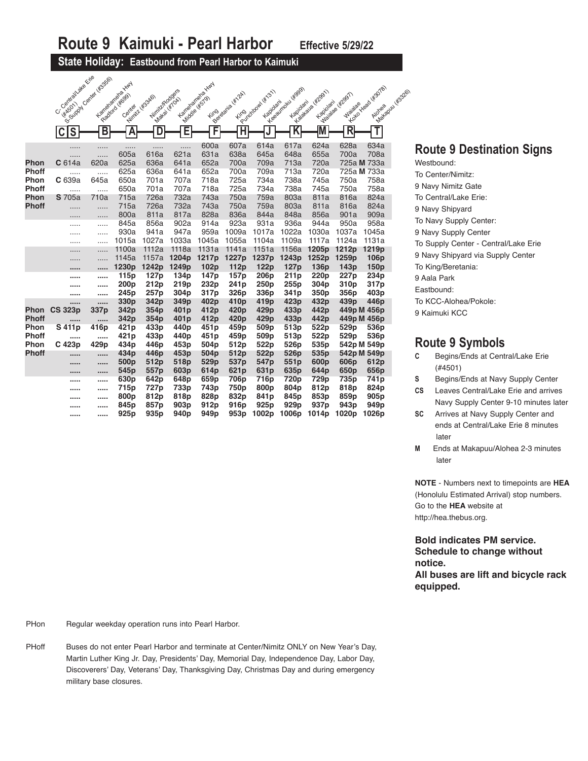# Route 9 Kaimuki - Pearl Harbor

**Effective 5/29/22**

## State Holiday: Eastbound from Pearl Harbor to Kaimuki

| | C: Central/Lake Erie (#4501) / S: Supply Center (#3356) | B: Kamehameha Hwy Radford (#699) | A: Center Nimitz (#3346) | D: Nimitz/Rodgers Makai (#704) | E: Kamehameha Hwy Middle (#579) | F: King Beretania (#124) | H: King Punchbowl (#131) | J: Kapiolani Keeaumoku (#999) | K: Kapiolani Kalakaua (#2991) | M: Kapiolani Waialae (#2997) | R: Waialae Koko Head (#3078) | T: Alohea Makapuu (#3326) |
|---|---|---|---|---|---|---|---|---|---|---|---|---|
| | ..... | ..... | ..... | ..... | ..... | 600a | 607a | 614a | 617a | 624a | 628a | 634a |
| | ..... | ..... | 605a | 616a | 621a | 631a | 638a | 645a | 648a | 655a | 700a | 708a |
| **Phon** | C 614a | 620a | 625a | 636a | 641a | 652a | 700a | 709a | 713a | 720a | 725a M | 733a |
| **Phoff** | ..... | ..... | 625a | 636a | 641a | 652a | 700a | 709a | 713a | 720a | 725a M | 733a |
| **Phon** | C 639a | 645a | 650a | 701a | 707a | 718a | 725a | 734a | 738a | 745a | 750a | 758a |
| **Phoff** | ..... | ..... | 650a | 701a | 707a | 718a | 725a | 734a | 738a | 745a | 750a | 758a |
| **Phon** | S 705a | 710a | 715a | 726a | 732a | 743a | 750a | 759a | 803a | 811a | 816a | 824a |
| **Phoff** | ..... | ..... | 715a | 726a | 732a | 743a | 750a | 759a | 803a | 811a | 816a | 824a |
| | ..... | ..... | 800a | 811a | 817a | 828a | 836a | 844a | 848a | 856a | 901a | 909a |
| | ..... | ..... | 845a | 856a | 902a | 914a | 923a | 931a | 936a | 944a | 950a | 958a |
| | ..... | ..... | 930a | 941a | 947a | 959a | 1009a | 1017a | 1022a | 1030a | 1037a | 1045a |
| | ..... | ..... | 1015a | 1027a | 1033a | 1045a | 1055a | 1104a | 1109a | 1117a | 1124a | 1131a |
| | ..... | ..... | 1100a | 1112a | 1118a | 1131a | 1141a | 1151a | 1156a | **1205p** | **1212p** | **1219p** |
| | ..... | ..... | 1145a | 1157a | **1204p** | **1217p** | **1227p** | **1237p** | **1243p** | **1252p** | **1259p** | **106p** |
| | ..... | ..... | **1230p** | **1242p** | **1249p** | **102p** | **112p** | **122p** | **127p** | **136p** | **143p** | **150p** |
| | ..... | ..... | **115p** | **127p** | **134p** | **147p** | **157p** | **206p** | **211p** | **220p** | **227p** | **234p** |
| | ..... | ..... | **200p** | **212p** | **219p** | **232p** | **241p** | **250p** | **255p** | **304p** | **310p** | **317p** |
| | ..... | ..... | **245p** | **257p** | **304p** | **317p** | **326p** | **336p** | **341p** | **350p** | **356p** | **403p** |
| | ..... | ..... | **330p** | **342p** | **349p** | **402p** | **410p** | **419p** | **423p** | **432p** | **439p** | **446p** |
| **Phon** | **CS 323p** | **337p** | **342p** | **354p** | **401p** | **412p** | **420p** | **429p** | **433p** | **442p** | **449p M** | **456p** |
| **Phoff** | ..... | ..... | **342p** | **354p** | **401p** | **412p** | **420p** | **429p** | **433p** | **442p** | **449p M** | **456p** |
| **Phon** | **S 411p** | **416p** | **421p** | **433p** | **440p** | **451p** | **459p** | **509p** | **513p** | **522p** | **529p** | **536p** |
| **Phoff** | ..... | ..... | **421p** | **433p** | **440p** | **451p** | **459p** | **509p** | **513p** | **522p** | **529p** | **536p** |
| **Phon** | **C 423p** | **429p** | **434p** | **446p** | **453p** | **504p** | **512p** | **522p** | **526p** | **535p** | **542p M** | **549p** |
| **Phoff** | ..... | ..... | **434p** | **446p** | **453p** | **504p** | **512p** | **522p** | **526p** | **535p** | **542p M** | **549p** |
| | ..... | ..... | **500p** | **512p** | **518p** | **529p** | **537p** | **547p** | **551p** | **600p** | **606p** | **612p** |
| | ..... | ..... | **545p** | **557p** | **603p** | **614p** | **621p** | **631p** | **635p** | **644p** | **650p** | **656p** |
| | ..... | ..... | **630p** | **642p** | **648p** | **659p** | **706p** | **716p** | **720p** | **729p** | **735p** | **741p** |
| | ..... | ..... | **715p** | **727p** | **733p** | **743p** | **750p** | **800p** | **804p** | **812p** | **818p** | **824p** |
| | ..... | ..... | **800p** | **812p** | **818p** | **828p** | **832p** | **841p** | **845p** | **853p** | **859p** | **905p** |
| | ..... | ..... | **845p** | **857p** | **903p** | **912p** | **916p** | **925p** | **929p** | **937p** | **943p** | **949p** |
| | ..... | ..... | **925p** | **935p** | **940p** | **949p** | **953p** | **1002p** | **1006p** | **1014p** | **1020p** | **1026p** |

## Route 9 Destination Signs

Westbound:

To Center/Nimitz:
9 Navy Nimitz Gate

To Central/Lake Erie:
9 Navy Shipyard

To Navy Supply Center:
9 Navy Supply Center

To Supply Center - Central/Lake Erie
9 Navy Shipyard via Supply Center

To King/Beretania:
9 Aala Park

Eastbound:

To KCC-Alohea/Pokole:
9 Kaimuki KCC

## Route 9 Symbols

- **C** Begins/Ends at Central/Lake Erie (#4501)
- **S** Begins/Ends at Navy Supply Center
- **CS** Leaves Central/Lake Erie and arrives Navy Supply Center 9-10 minutes later
- **SC** Arrives at Navy Supply Center and ends at Central/Lake Erie 8 minutes later
- **M** Ends at Makapuu/Alohea 2-3 minutes later

**NOTE** - Numbers next to timepoints are **HEA** (Honolulu Estimated Arrival) stop numbers. Go to the **HEA** website at http://hea.thebus.org.

**Bold indicates PM service.**
**Schedule to change without notice.**
**All buses are lift and bicycle rack equipped.**

PHon Regular weekday operation runs into Pearl Harbor.

PHoff Buses do not enter Pearl Harbor and terminate at Center/Nimitz ONLY on New Year's Day, Martin Luther King Jr. Day, Presidents' Day, Memorial Day, Independence Day, Labor Day, Discoverers' Day, Veterans' Day, Thanksgiving Day, Christmas Day and during emergency military base closures.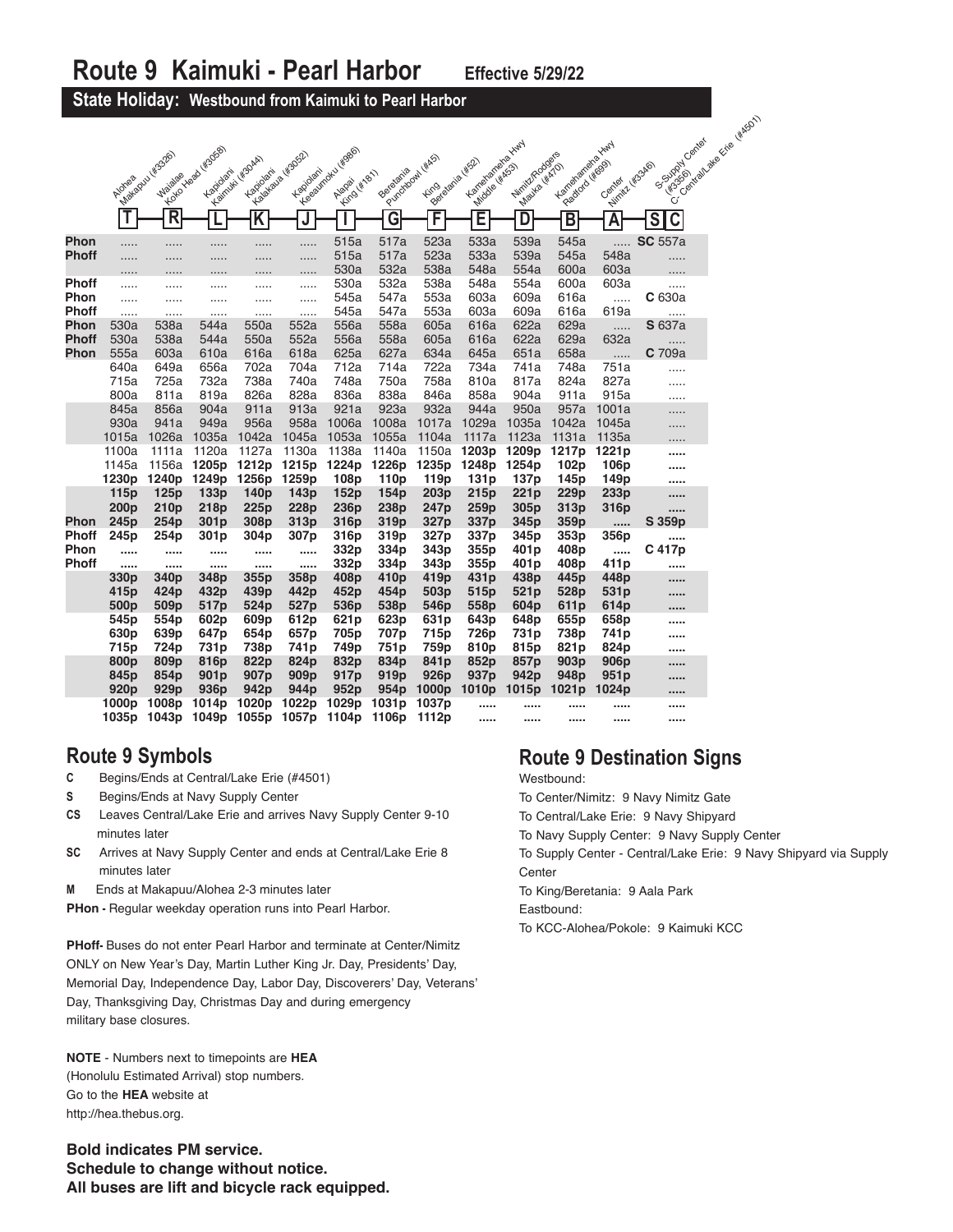# Route 9 Kaimuki - Pearl Harbor

Effective 5/29/22

## State Holiday: Westbound from Kaimuki to Pearl Harbor

| | Alohea Makapuu (#3326) T | Waialae Koko Head (#3058) R | Kapiolani Kaimuki (#3044) L | Kapiolani Kalakaua (#3052) K | Kapiolani Keeaumoku (#986) J | Alapai King (#181) I | Beretania Punchbowl (#45) G | King Beretania (#52) F | Kamehameha Hwy Middle (#453) E | Nimitz/Rodgers Mauka (#470) D | Kamehameha Hwy Radford (#699) B | Center Nimitz (#3346) A | S-Supply Center (#3356) C- Central/Lake Erie (#4501) S C |
|---|---|---|---|---|---|---|---|---|---|---|---|---|---|
| Phon | ..... | ..... | ..... | ..... | ..... | 515a | 517a | 523a | 533a | 539a | 545a | ..... | SC 557a |
| Phoff | ..... | ..... | ..... | ..... | ..... | 515a | 517a | 523a | 533a | 539a | 545a | 548a | ..... |
| | ..... | ..... | ..... | ..... | ..... | 530a | 532a | 538a | 548a | 554a | 600a | 603a | ..... |
| Phoff | ..... | ..... | ..... | ..... | ..... | 530a | 532a | 538a | 548a | 554a | 600a | 603a | ..... |
| Phon | ..... | ..... | ..... | ..... | ..... | 545a | 547a | 553a | 603a | 609a | 616a | ..... | C 630a |
| Phoff | ..... | ..... | ..... | ..... | ..... | 545a | 547a | 553a | 603a | 609a | 616a | 619a | ..... |
| Phon | 530a | 538a | 544a | 550a | 552a | 556a | 558a | 605a | 616a | 622a | 629a | ..... | S 637a |
| Phoff | 530a | 538a | 544a | 550a | 552a | 556a | 558a | 605a | 616a | 622a | 629a | 632a | ..... |
| Phon | 555a | 603a | 610a | 616a | 618a | 625a | 627a | 634a | 645a | 651a | 658a | ..... | C 709a |
| | 640a | 649a | 656a | 702a | 704a | 712a | 714a | 722a | 734a | 741a | 748a | 751a | ..... |
| | 715a | 725a | 732a | 738a | 740a | 748a | 750a | 758a | 810a | 817a | 824a | 827a | ..... |
| | 800a | 811a | 819a | 826a | 828a | 836a | 838a | 846a | 858a | 904a | 911a | 915a | ..... |
| | 845a | 856a | 904a | 911a | 913a | 921a | 923a | 932a | 944a | 950a | 957a | 1001a | ..... |
| | 930a | 941a | 949a | 956a | 958a | 1006a | 1008a | 1017a | 1029a | 1035a | 1042a | 1045a | ..... |
| | 1015a | 1026a | 1035a | 1042a | 1045a | 1053a | 1055a | 1104a | 1117a | 1123a | 1131a | 1135a | ..... |
| | 1100a | 1111a | 1120a | 1127a | 1130a | 1138a | 1140a | 1150a | **1203p** | **1209p** | **1217p** | **1221p** | ..... |
| | 1145a | 1156a | **1205p** | **1212p** | **1215p** | **1224p** | **1226p** | **1235p** | **1248p** | **1254p** | **102p** | **106p** | ..... |
| | **1230p** | **1240p** | **1249p** | **1256p** | **1259p** | **108p** | **110p** | **119p** | **131p** | **137p** | **145p** | **149p** | ..... |
| | **115p** | **125p** | **133p** | **140p** | **143p** | **152p** | **154p** | **203p** | **215p** | **221p** | **229p** | **233p** | ..... |
| | **200p** | **210p** | **218p** | **225p** | **228p** | **236p** | **238p** | **247p** | **259p** | **305p** | **313p** | **316p** | ..... |
| Phon | **245p** | **254p** | **301p** | **308p** | **313p** | **316p** | **319p** | **327p** | **337p** | **345p** | **359p** | ..... | **S 359p** |
| Phoff | **245p** | **254p** | **301p** | **304p** | **307p** | **316p** | **319p** | **327p** | **337p** | **345p** | **353p** | **356p** | ..... |
| Phon | ..... | ..... | ..... | ..... | ..... | **332p** | **334p** | **343p** | **355p** | **401p** | **408p** | ..... | **C 417p** |
| Phoff | ..... | ..... | ..... | ..... | ..... | **332p** | **334p** | **343p** | **355p** | **401p** | **408p** | **411p** | ..... |
| | **330p** | **340p** | **348p** | **355p** | **358p** | **408p** | **410p** | **419p** | **431p** | **438p** | **445p** | **448p** | ..... |
| | **415p** | **424p** | **432p** | **439p** | **442p** | **452p** | **454p** | **503p** | **515p** | **521p** | **528p** | **531p** | ..... |
| | **500p** | **509p** | **517p** | **524p** | **527p** | **536p** | **538p** | **546p** | **558p** | **604p** | **611p** | **614p** | ..... |
| | **545p** | **554p** | **602p** | **609p** | **612p** | **621p** | **623p** | **631p** | **643p** | **648p** | **655p** | **658p** | ..... |
| | **630p** | **639p** | **647p** | **654p** | **657p** | **705p** | **707p** | **715p** | **726p** | **731p** | **738p** | **741p** | ..... |
| | **715p** | **724p** | **731p** | **738p** | **741p** | **749p** | **751p** | **759p** | **810p** | **815p** | **821p** | **824p** | ..... |
| | **800p** | **809p** | **816p** | **822p** | **824p** | **832p** | **834p** | **841p** | **852p** | **857p** | **903p** | **906p** | ..... |
| | **845p** | **854p** | **901p** | **907p** | **909p** | **917p** | **919p** | **926p** | **937p** | **942p** | **948p** | **951p** | ..... |
| | **920p** | **929p** | **936p** | **942p** | **944p** | **952p** | **954p** | **1000p** | **1010p** | **1015p** | **1021p** | **1024p** | ..... |
| | **1000p** | **1008p** | **1014p** | **1020p** | **1022p** | **1029p** | **1031p** | **1037p** | ..... | ..... | ..... | ..... | ..... |
| | **1035p** | **1043p** | **1049p** | **1055p** | **1057p** | **1104p** | **1106p** | **1112p** | ..... | ..... | ..... | ..... | ..... |

## Route 9 Symbols

**C** Begins/Ends at Central/Lake Erie (#4501)

**S** Begins/Ends at Navy Supply Center

**CS** Leaves Central/Lake Erie and arrives Navy Supply Center 9-10 minutes later

**SC** Arrives at Navy Supply Center and ends at Central/Lake Erie 8 minutes later

**M** Ends at Makapuu/Alohea 2-3 minutes later

**PHon -** Regular weekday operation runs into Pearl Harbor.

**PHoff-** Buses do not enter Pearl Harbor and terminate at Center/Nimitz ONLY on New Year's Day, Martin Luther King Jr. Day, Presidents' Day, Memorial Day, Independence Day, Labor Day, Discoverers' Day, Veterans' Day, Thanksgiving Day, Christmas Day and during emergency military base closures.

**NOTE** - Numbers next to timepoints are **HEA** (Honolulu Estimated Arrival) stop numbers. Go to the **HEA** website at http://hea.thebus.org.

**Bold indicates PM service.**
**Schedule to change without notice.**
**All buses are lift and bicycle rack equipped.**

## Route 9 Destination Signs

Westbound:

To Center/Nimitz: 9 Navy Nimitz Gate

To Central/Lake Erie: 9 Navy Shipyard

To Navy Supply Center: 9 Navy Supply Center

To Supply Center - Central/Lake Erie: 9 Navy Shipyard via Supply Center

To King/Beretania: 9 Aala Park

Eastbound:

To KCC-Alohea/Pokole: 9 Kaimuki KCC